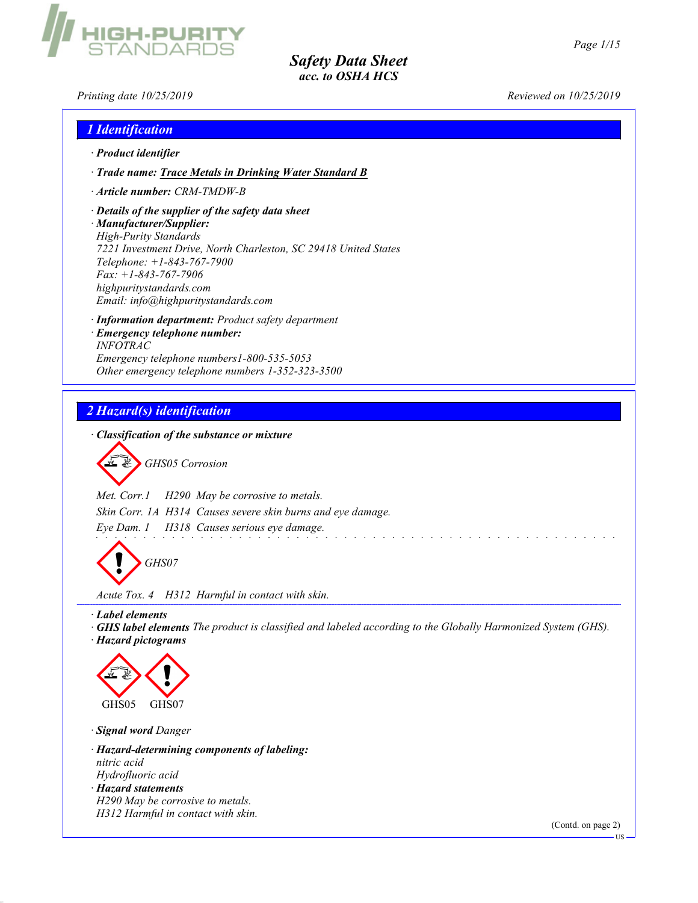# Safety Data Sheet
## acc. to OSHA HCS

Printing date 10/25/2019 Reviewed on 10/25/2019

## 1 Identification

· **Product identifier**

· **Trade name:** Trace Metals in Drinking Water Standard B

· **Article number:** CRM-TMDW-B

· **Details of the supplier of the safety data sheet**

· **Manufacturer/Supplier:**
High-Purity Standards
7221 Investment Drive, North Charleston, SC 29418 United States
Telephone: +1-843-767-7900
Fax: +1-843-767-7906
highpuritystandards.com
Email: info@highpuritystandards.com

· **Information department:** Product safety department

· **Emergency telephone number:**
INFOTRAC
Emergency telephone numbers1-800-535-5053
Other emergency telephone numbers 1-352-323-3500

## 2 Hazard(s) identification

· **Classification of the substance or mixture**

GHS05 Corrosion

Met. Corr.1 H290 May be corrosive to metals.

Skin Corr. 1A H314 Causes severe skin burns and eye damage.

Eye Dam. 1 H318 Causes serious eye damage.

GHS07

Acute Tox. 4 H312 Harmful in contact with skin.

· **Label elements**

· **GHS label elements** The product is classified and labeled according to the Globally Harmonized System (GHS).

· **Hazard pictograms**

GHS05 GHS07

· **Signal word** Danger

· **Hazard-determining components of labeling:**
nitric acid
Hydrofluoric acid

· **Hazard statements**
H290 May be corrosive to metals.
H312 Harmful in contact with skin.

(Contd. on page 2)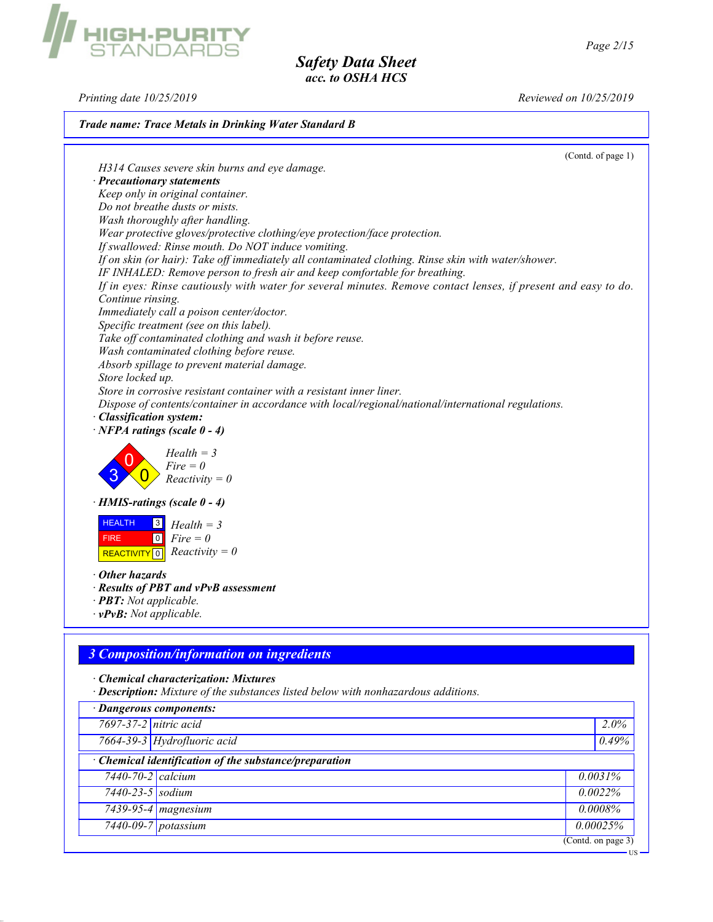**Trade name: Trace Metals in Drinking Water Standard B**

(Contd. of page 1)

H314 Causes severe skin burns and eye damage.

· **Precautionary statements**

Keep only in original container.
Do not breathe dusts or mists.
Wash thoroughly after handling.
Wear protective gloves/protective clothing/eye protection/face protection.
If swallowed: Rinse mouth. Do NOT induce vomiting.
If on skin (or hair): Take off immediately all contaminated clothing. Rinse skin with water/shower.
IF INHALED: Remove person to fresh air and keep comfortable for breathing.
If in eyes: Rinse cautiously with water for several minutes. Remove contact lenses, if present and easy to do. Continue rinsing.
Immediately call a poison center/doctor.
Specific treatment (see on this label).
Take off contaminated clothing and wash it before reuse.
Wash contaminated clothing before reuse.
Absorb spillage to prevent material damage.
Store locked up.
Store in corrosive resistant container with a resistant inner liner.
Dispose of contents/container in accordance with local/regional/national/international regulations.

· **Classification system:**

· **NFPA ratings (scale 0 - 4)**

Health = 3
Fire = 0
Reactivity = 0

· **HMIS-ratings (scale 0 - 4)**

| | |
|---|---|
| HEALTH | 3 |
| FIRE | 0 |
| REACTIVITY | 0 |

Health = 3
Fire = 0
Reactivity = 0

· **Other hazards**

· **Results of PBT and vPvB assessment**

· **PBT:** Not applicable.

· **vPvB:** Not applicable.

## 3 Composition/information on ingredients

· **Chemical characterization: Mixtures**

· **Description:** Mixture of the substances listed below with nonhazardous additions.

· **Dangerous components:**

| | | |
|---|---|---|
| 7697-37-2 | nitric acid | 2.0% |
| 7664-39-3 | Hydrofluoric acid | 0.49% |

· **Chemical identification of the substance/preparation**

| | | |
|---|---|---|
| 7440-70-2 | calcium | 0.0031% |
| 7440-23-5 | sodium | 0.0022% |
| 7439-95-4 | magnesium | 0.0008% |
| 7440-09-7 | potassium | 0.00025% |

(Contd. on page 3)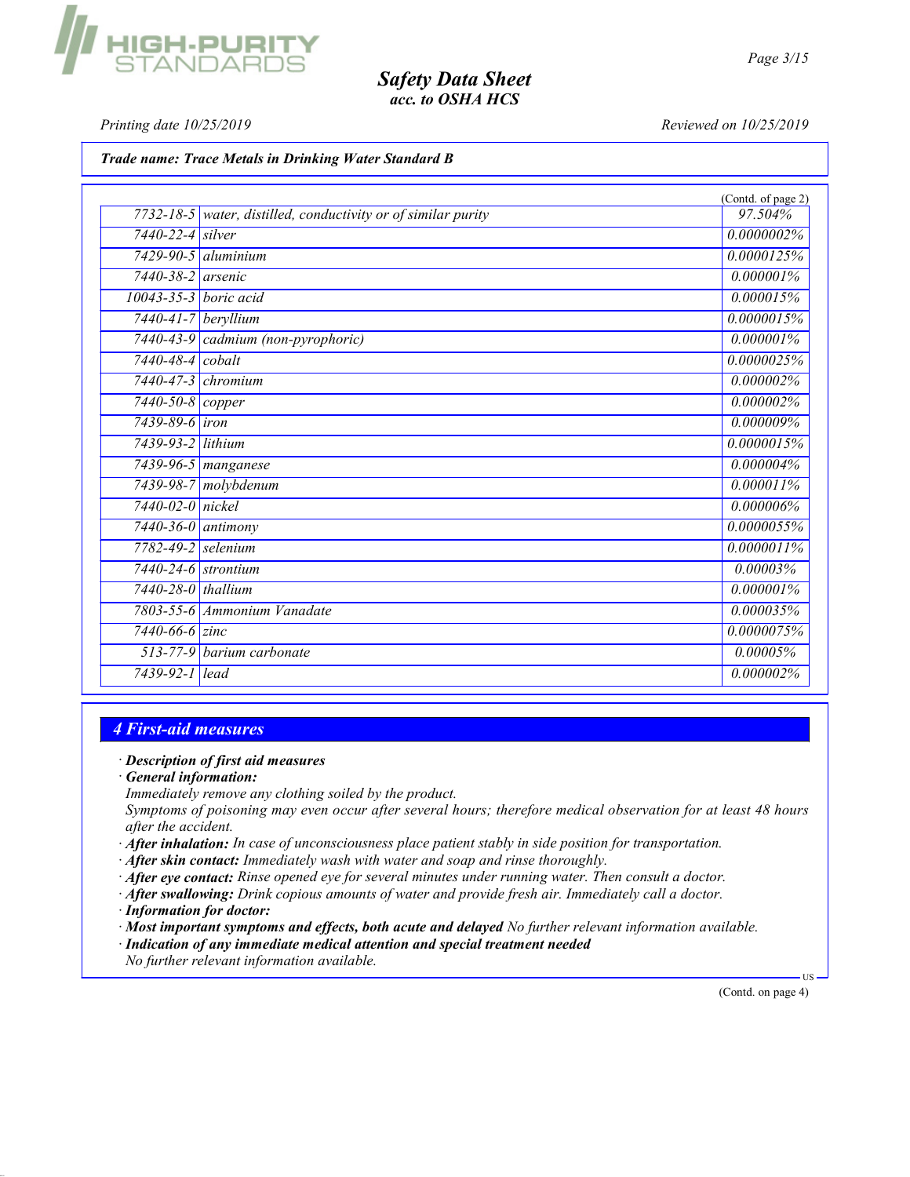**Trade name: Trace Metals in Drinking Water Standard B**

(Contd. of page 2)

| | | |
|---|---|---|
| 7732-18-5 | water, distilled, conductivity or of similar purity | 97.504% |
| 7440-22-4 | silver | 0.0000002% |
| 7429-90-5 | aluminium | 0.0000125% |
| 7440-38-2 | arsenic | 0.000001% |
| 10043-35-3 | boric acid | 0.000015% |
| 7440-41-7 | beryllium | 0.0000015% |
| 7440-43-9 | cadmium (non-pyrophoric) | 0.000001% |
| 7440-48-4 | cobalt | 0.0000025% |
| 7440-47-3 | chromium | 0.000002% |
| 7440-50-8 | copper | 0.000002% |
| 7439-89-6 | iron | 0.000009% |
| 7439-93-2 | lithium | 0.0000015% |
| 7439-96-5 | manganese | 0.000004% |
| 7439-98-7 | molybdenum | 0.000011% |
| 7440-02-0 | nickel | 0.000006% |
| 7440-36-0 | antimony | 0.0000055% |
| 7782-49-2 | selenium | 0.0000011% |
| 7440-24-6 | strontium | 0.00003% |
| 7440-28-0 | thallium | 0.000001% |
| 7803-55-6 | Ammonium Vanadate | 0.000035% |
| 7440-66-6 | zinc | 0.0000075% |
| 513-77-9 | barium carbonate | 0.00005% |
| 7439-92-1 | lead | 0.000002% |

## 4 First-aid measures

- · **Description of first aid measures**
- · **General information:**
  Immediately remove any clothing soiled by the product.
  Symptoms of poisoning may even occur after several hours; therefore medical observation for at least 48 hours after the accident.
- · **After inhalation:** In case of unconsciousness place patient stably in side position for transportation.
- · **After skin contact:** Immediately wash with water and soap and rinse thoroughly.
- · **After eye contact:** Rinse opened eye for several minutes under running water. Then consult a doctor.
- · **After swallowing:** Drink copious amounts of water and provide fresh air. Immediately call a doctor.
- · **Information for doctor:**
- · **Most important symptoms and effects, both acute and delayed** No further relevant information available.
- · **Indication of any immediate medical attention and special treatment needed**
  No further relevant information available.

(Contd. on page 4)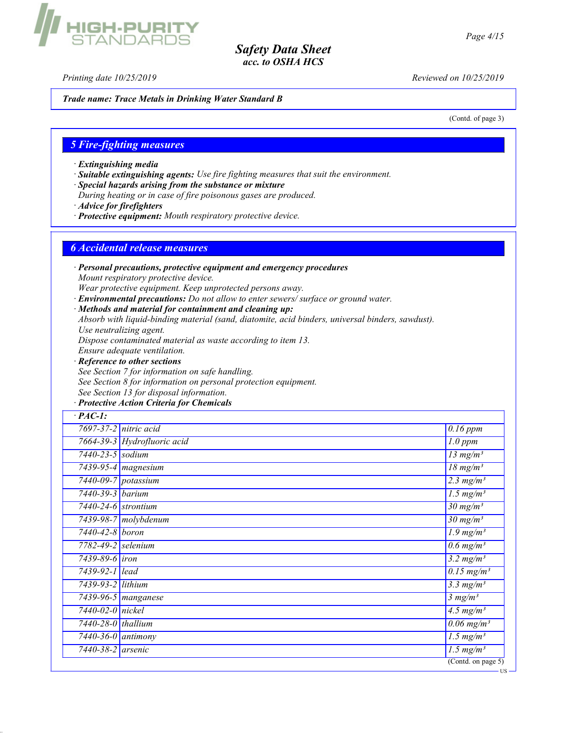*Trade name: Trace Metals in Drinking Water Standard B*

(Contd. of page 3)

## 5 Fire-fighting measures

· **Extinguishing media**
· **Suitable extinguishing agents:** Use fire fighting measures that suit the environment.
· **Special hazards arising from the substance or mixture**
During heating or in case of fire poisonous gases are produced.
· **Advice for firefighters**
· **Protective equipment:** Mouth respiratory protective device.

## 6 Accidental release measures

· **Personal precautions, protective equipment and emergency procedures**
Mount respiratory protective device.
Wear protective equipment. Keep unprotected persons away.
· **Environmental precautions:** Do not allow to enter sewers/ surface or ground water.
· **Methods and material for containment and cleaning up:**
Absorb with liquid-binding material (sand, diatomite, acid binders, universal binders, sawdust).
Use neutralizing agent.
Dispose contaminated material as waste according to item 13.
Ensure adequate ventilation.
· **Reference to other sections**
See Section 7 for information on safe handling.
See Section 8 for information on personal protection equipment.
See Section 13 for disposal information.
· **Protective Action Criteria for Chemicals**

| · **PAC-1:** | | |
|---|---|---|
| 7697-37-2 | nitric acid | 0.16 ppm |
| 7664-39-3 | Hydrofluoric acid | 1.0 ppm |
| 7440-23-5 | sodium | 13 mg/m³ |
| 7439-95-4 | magnesium | 18 mg/m³ |
| 7440-09-7 | potassium | 2.3 mg/m³ |
| 7440-39-3 | barium | 1.5 mg/m³ |
| 7440-24-6 | strontium | 30 mg/m³ |
| 7439-98-7 | molybdenum | 30 mg/m³ |
| 7440-42-8 | boron | 1.9 mg/m³ |
| 7782-49-2 | selenium | 0.6 mg/m³ |
| 7439-89-6 | iron | 3.2 mg/m³ |
| 7439-92-1 | lead | 0.15 mg/m³ |
| 7439-93-2 | lithium | 3.3 mg/m³ |
| 7439-96-5 | manganese | 3 mg/m³ |
| 7440-02-0 | nickel | 4.5 mg/m³ |
| 7440-28-0 | thallium | 0.06 mg/m³ |
| 7440-36-0 | antimony | 1.5 mg/m³ |
| 7440-38-2 | arsenic | 1.5 mg/m³ |

(Contd. on page 5)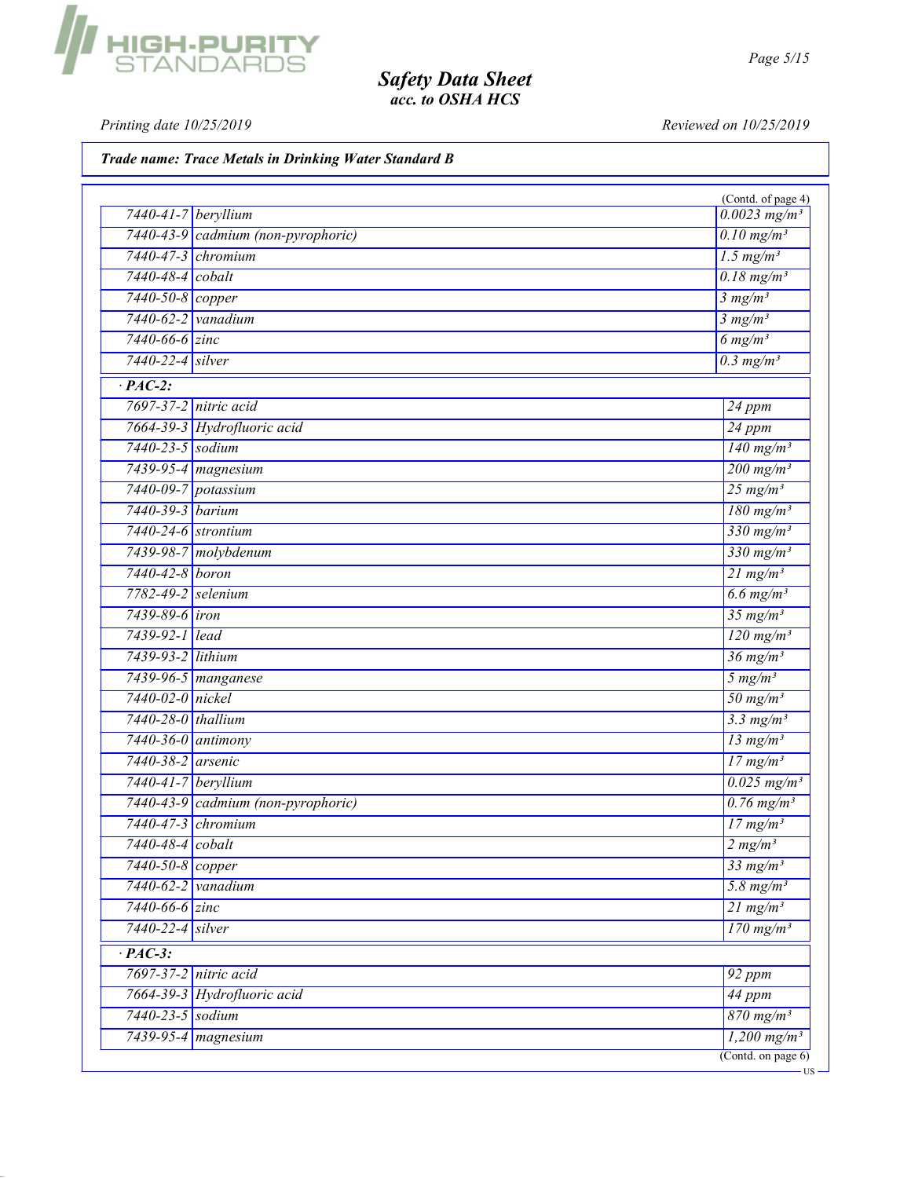**Trade name: Trace Metals in Drinking Water Standard B**

(Contd. of page 4)

| | | |
|---|---|---|
| 7440-41-7 | beryllium | 0.0023 mg/m³ |
| 7440-43-9 | cadmium (non-pyrophoric) | 0.10 mg/m³ |
| 7440-47-3 | chromium | 1.5 mg/m³ |
| 7440-48-4 | cobalt | 0.18 mg/m³ |
| 7440-50-8 | copper | 3 mg/m³ |
| 7440-62-2 | vanadium | 3 mg/m³ |
| 7440-66-6 | zinc | 6 mg/m³ |
| 7440-22-4 | silver | 0.3 mg/m³ |
| **· PAC-2:** | | |
| 7697-37-2 | nitric acid | 24 ppm |
| 7664-39-3 | Hydrofluoric acid | 24 ppm |
| 7440-23-5 | sodium | 140 mg/m³ |
| 7439-95-4 | magnesium | 200 mg/m³ |
| 7440-09-7 | potassium | 25 mg/m³ |
| 7440-39-3 | barium | 180 mg/m³ |
| 7440-24-6 | strontium | 330 mg/m³ |
| 7439-98-7 | molybdenum | 330 mg/m³ |
| 7440-42-8 | boron | 21 mg/m³ |
| 7782-49-2 | selenium | 6.6 mg/m³ |
| 7439-89-6 | iron | 35 mg/m³ |
| 7439-92-1 | lead | 120 mg/m³ |
| 7439-93-2 | lithium | 36 mg/m³ |
| 7439-96-5 | manganese | 5 mg/m³ |
| 7440-02-0 | nickel | 50 mg/m³ |
| 7440-28-0 | thallium | 3.3 mg/m³ |
| 7440-36-0 | antimony | 13 mg/m³ |
| 7440-38-2 | arsenic | 17 mg/m³ |
| 7440-41-7 | beryllium | 0.025 mg/m³ |
| 7440-43-9 | cadmium (non-pyrophoric) | 0.76 mg/m³ |
| 7440-47-3 | chromium | 17 mg/m³ |
| 7440-48-4 | cobalt | 2 mg/m³ |
| 7440-50-8 | copper | 33 mg/m³ |
| 7440-62-2 | vanadium | 5.8 mg/m³ |
| 7440-66-6 | zinc | 21 mg/m³ |
| 7440-22-4 | silver | 170 mg/m³ |
| **· PAC-3:** | | |
| 7697-37-2 | nitric acid | 92 ppm |
| 7664-39-3 | Hydrofluoric acid | 44 ppm |
| 7440-23-5 | sodium | 870 mg/m³ |
| 7439-95-4 | magnesium | 1,200 mg/m³ |

(Contd. on page 6)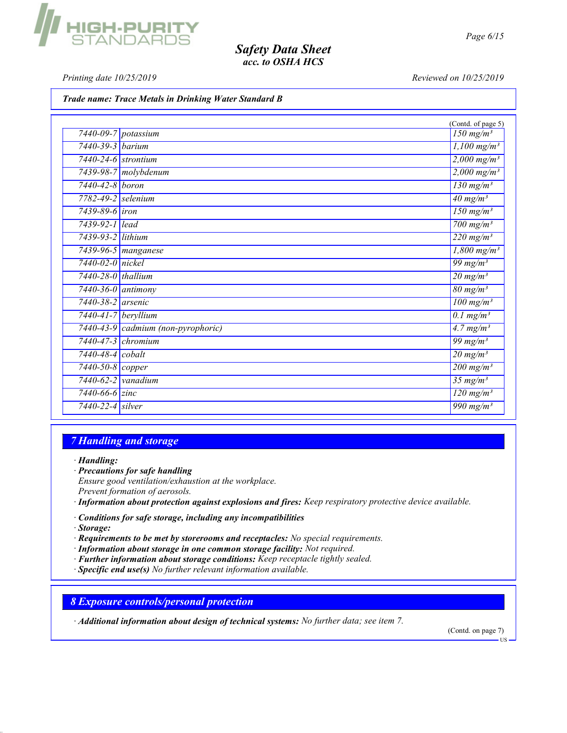**Trade name: Trace Metals in Drinking Water Standard B**

(Contd. of page 5)

| | | |
|---|---|---|
| 7440-09-7 | potassium | 150 mg/m³ |
| 7440-39-3 | barium | 1,100 mg/m³ |
| 7440-24-6 | strontium | 2,000 mg/m³ |
| 7439-98-7 | molybdenum | 2,000 mg/m³ |
| 7440-42-8 | boron | 130 mg/m³ |
| 7782-49-2 | selenium | 40 mg/m³ |
| 7439-89-6 | iron | 150 mg/m³ |
| 7439-92-1 | lead | 700 mg/m³ |
| 7439-93-2 | lithium | 220 mg/m³ |
| 7439-96-5 | manganese | 1,800 mg/m³ |
| 7440-02-0 | nickel | 99 mg/m³ |
| 7440-28-0 | thallium | 20 mg/m³ |
| 7440-36-0 | antimony | 80 mg/m³ |
| 7440-38-2 | arsenic | 100 mg/m³ |
| 7440-41-7 | beryllium | 0.1 mg/m³ |
| 7440-43-9 | cadmium (non-pyrophoric) | 4.7 mg/m³ |
| 7440-47-3 | chromium | 99 mg/m³ |
| 7440-48-4 | cobalt | 20 mg/m³ |
| 7440-50-8 | copper | 200 mg/m³ |
| 7440-62-2 | vanadium | 35 mg/m³ |
| 7440-66-6 | zinc | 120 mg/m³ |
| 7440-22-4 | silver | 990 mg/m³ |

## 7 Handling and storage

· ***Handling:***
· ***Precautions for safe handling***
*Ensure good ventilation/exhaustion at the workplace.*
*Prevent formation of aerosols.*
· ***Information about protection against explosions and fires:*** *Keep respiratory protective device available.*

· ***Conditions for safe storage, including any incompatibilities***
· ***Storage:***
· ***Requirements to be met by storerooms and receptacles:*** *No special requirements.*
· ***Information about storage in one common storage facility:*** *Not required.*
· ***Further information about storage conditions:*** *Keep receptacle tightly sealed.*
· ***Specific end use(s)*** *No further relevant information available.*

## 8 Exposure controls/personal protection

· ***Additional information about design of technical systems:*** *No further data; see item 7.*

(Contd. on page 7)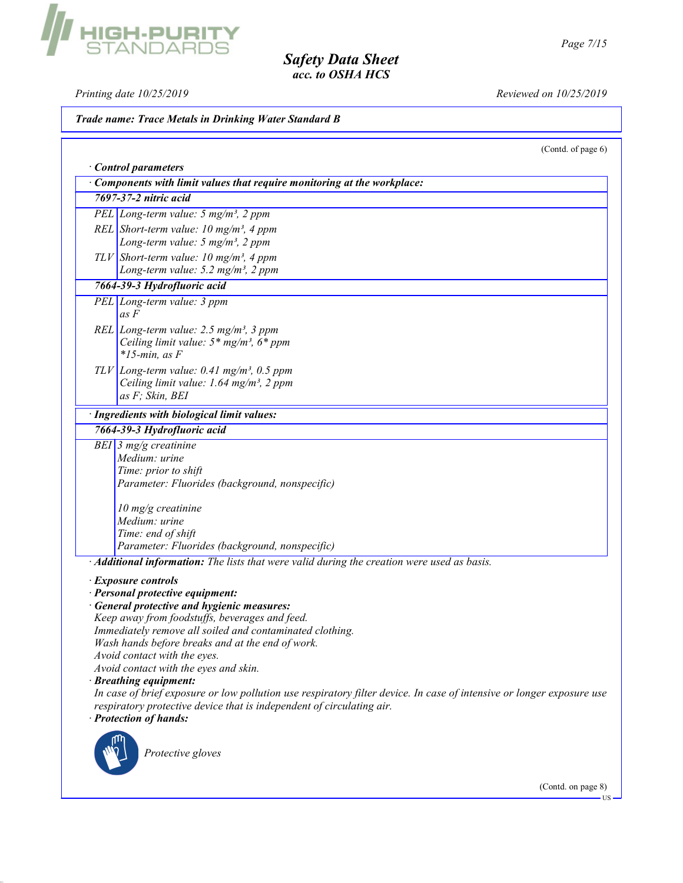**Trade name: Trace Metals in Drinking Water Standard B**

(Contd. of page 6)

· **Control parameters**

| · Components with limit values that require monitoring at the workplace: | |
|---|---|
| **7697-37-2 nitric acid** | |
| PEL | Long-term value: 5 mg/m³, 2 ppm |
| REL | Short-term value: 10 mg/m³, 4 ppm<br>Long-term value: 5 mg/m³, 2 ppm |
| TLV | Short-term value: 10 mg/m³, 4 ppm<br>Long-term value: 5.2 mg/m³, 2 ppm |
| **7664-39-3 Hydrofluoric acid** | |
| PEL | Long-term value: 3 ppm<br>as F |
| REL | Long-term value: 2.5 mg/m³, 3 ppm<br>Ceiling limit value: 5* mg/m³, 6* ppm<br>*15-min, as F |
| TLV | Long-term value: 0.41 mg/m³, 0.5 ppm<br>Ceiling limit value: 1.64 mg/m³, 2 ppm<br>as F; Skin, BEI |

| · Ingredients with biological limit values: | |
|---|---|
| **7664-39-3 Hydrofluoric acid** | |
| BEI | 3 mg/g creatinine<br>Medium: urine<br>Time: prior to shift<br>Parameter: Fluorides (background, nonspecific)<br><br>10 mg/g creatinine<br>Medium: urine<br>Time: end of shift<br>Parameter: Fluorides (background, nonspecific) |

· **Additional information:** The lists that were valid during the creation were used as basis.

· **Exposure controls**
· **Personal protective equipment:**
· **General protective and hygienic measures:**
Keep away from foodstuffs, beverages and feed.
Immediately remove all soiled and contaminated clothing.
Wash hands before breaks and at the end of work.
Avoid contact with the eyes.
Avoid contact with the eyes and skin.
· **Breathing equipment:**
In case of brief exposure or low pollution use respiratory filter device. In case of intensive or longer exposure use respiratory protective device that is independent of circulating air.
· **Protection of hands:**

Protective gloves

(Contd. on page 8)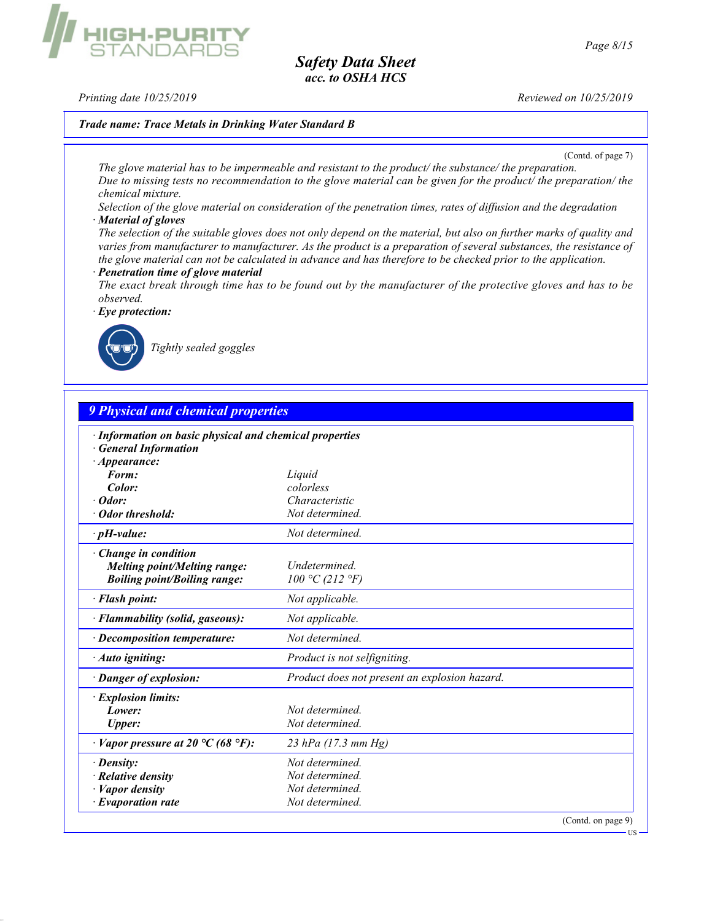**Trade name: Trace Metals in Drinking Water Standard B**

(Contd. of page 7)

The glove material has to be impermeable and resistant to the product/ the substance/ the preparation.
Due to missing tests no recommendation to the glove material can be given for the product/ the preparation/ the chemical mixture.
Selection of the glove material on consideration of the penetration times, rates of diffusion and the degradation

· **Material of gloves**
The selection of the suitable gloves does not only depend on the material, but also on further marks of quality and varies from manufacturer to manufacturer. As the product is a preparation of several substances, the resistance of the glove material can not be calculated in advance and has therefore to be checked prior to the application.

· **Penetration time of glove material**
The exact break through time has to be found out by the manufacturer of the protective gloves and has to be observed.

· **Eye protection:**

Tightly sealed goggles

## 9 Physical and chemical properties

· **Information on basic physical and chemical properties**
· **General Information**

| | |
|---|---|
| · **Appearance:** | |
| **Form:** | Liquid |
| **Color:** | colorless |
| · **Odor:** | Characteristic |
| · **Odor threshold:** | Not determined. |
| · **pH-value:** | Not determined. |
| · **Change in condition** | |
| **Melting point/Melting range:** | Undetermined. |
| **Boiling point/Boiling range:** | 100 °C (212 °F) |
| · **Flash point:** | Not applicable. |
| · **Flammability (solid, gaseous):** | Not applicable. |
| · **Decomposition temperature:** | Not determined. |
| · **Auto igniting:** | Product is not selfigniting. |
| · **Danger of explosion:** | Product does not present an explosion hazard. |
| · **Explosion limits:** | |
| **Lower:** | Not determined. |
| **Upper:** | Not determined. |
| · **Vapor pressure at 20 °C (68 °F):** | 23 hPa (17.3 mm Hg) |
| · **Density:** | Not determined. |
| · **Relative density** | Not determined. |
| · **Vapor density** | Not determined. |
| · **Evaporation rate** | Not determined. |

(Contd. on page 9)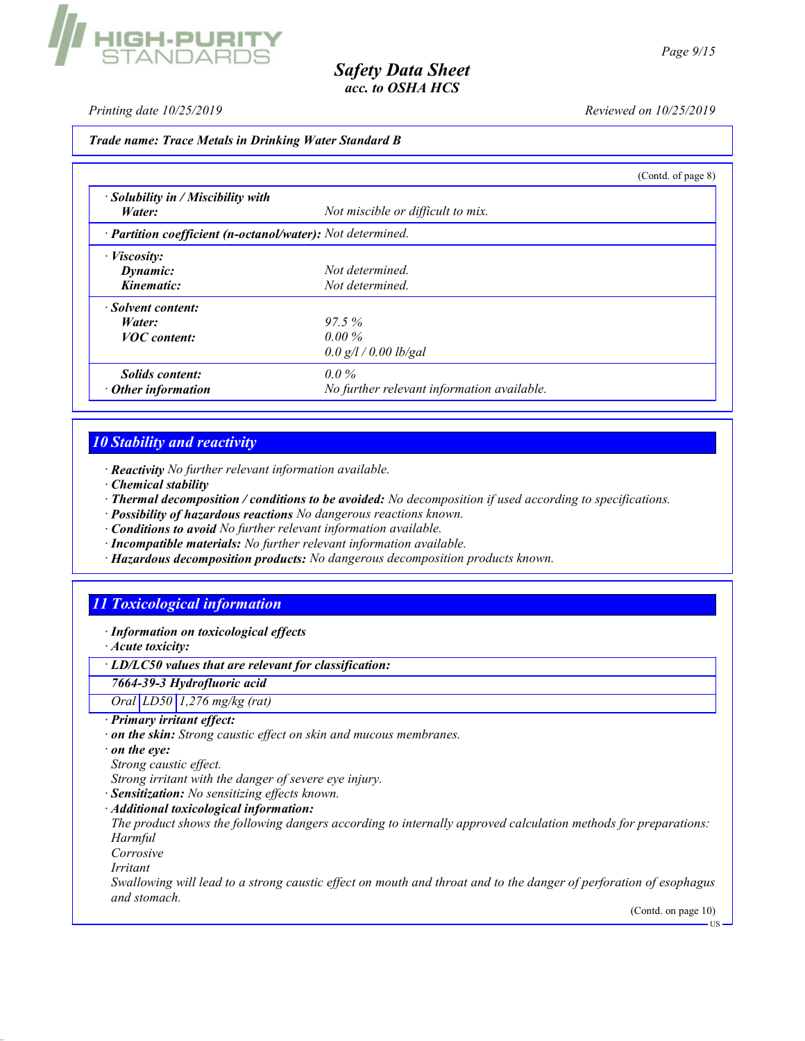**Trade name: Trace Metals in Drinking Water Standard B**

(Contd. of page 8)

| | |
|---|---|
| · **Solubility in / Miscibility with** | |
| **Water:** | Not miscible or difficult to mix. |
| · **Partition coefficient (n-octanol/water):** | Not determined. |
| · **Viscosity:** | |
| **Dynamic:** | Not determined. |
| **Kinematic:** | Not determined. |
| · **Solvent content:** | |
| **Water:** | 97.5 % |
| **VOC content:** | 0.00 % |
| | 0.0 g/l / 0.00 lb/gal |
| **Solids content:** | 0.0 % |
| · **Other information** | No further relevant information available. |

## 10 Stability and reactivity

· **Reactivity** No further relevant information available.
· **Chemical stability**
· **Thermal decomposition / conditions to be avoided:** No decomposition if used according to specifications.
· **Possibility of hazardous reactions** No dangerous reactions known.
· **Conditions to avoid** No further relevant information available.
· **Incompatible materials:** No further relevant information available.
· **Hazardous decomposition products:** No dangerous decomposition products known.

## 11 Toxicological information

· **Information on toxicological effects**
· **Acute toxicity:**

| · **LD/LC50 values that are relevant for classification:** | | |
|---|---|---|
| **7664-39-3 Hydrofluoric acid** | | |
| Oral | LD50 | 1,276 mg/kg (rat) |

· **Primary irritant effect:**
· **on the skin:** Strong caustic effect on skin and mucous membranes.
· **on the eye:**
Strong caustic effect.
Strong irritant with the danger of severe eye injury.
· **Sensitization:** No sensitizing effects known.
· **Additional toxicological information:**
The product shows the following dangers according to internally approved calculation methods for preparations:
Harmful
Corrosive
Irritant
Swallowing will lead to a strong caustic effect on mouth and throat and to the danger of perforation of esophagus and stomach.

(Contd. on page 10)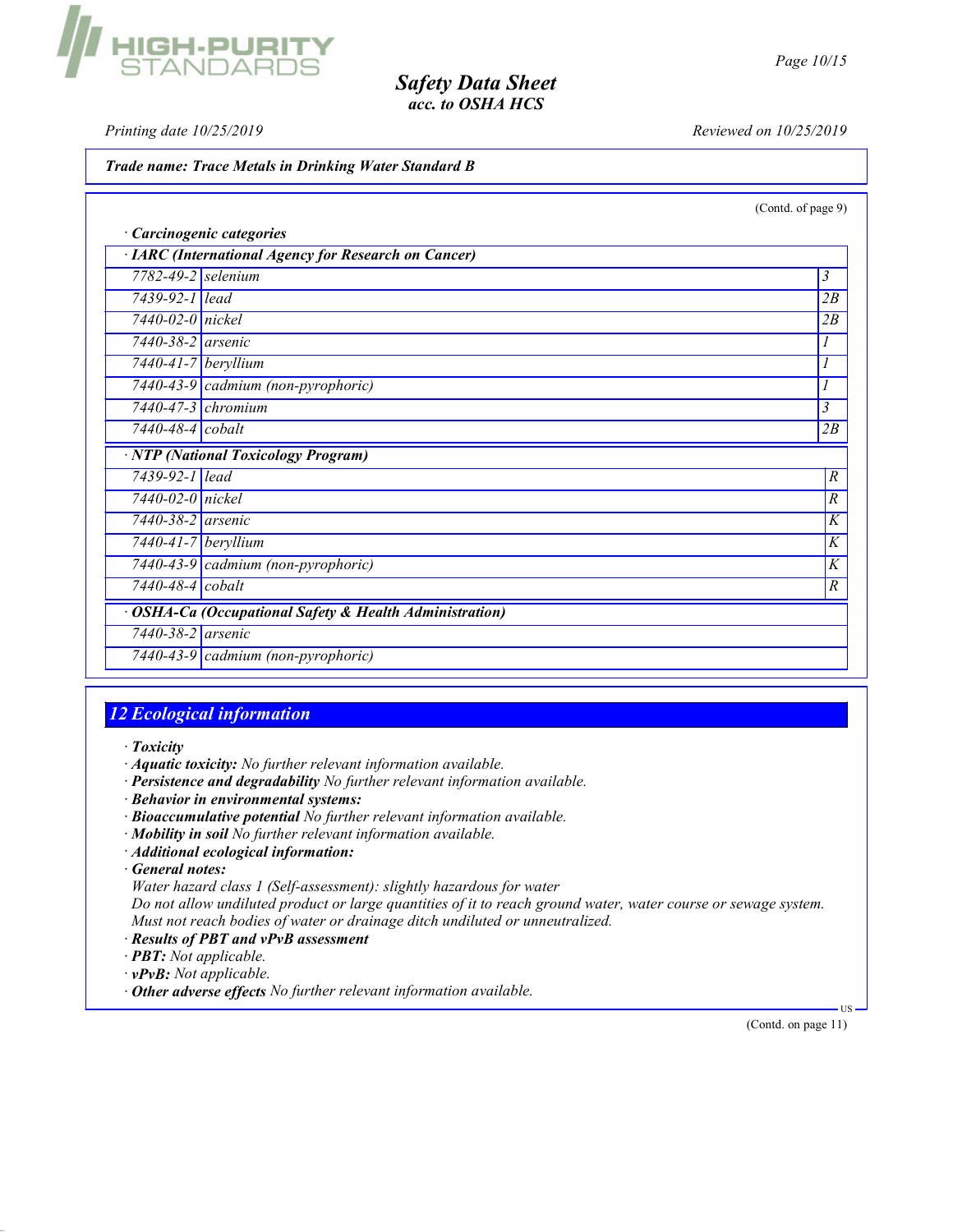*Trade name: Trace Metals in Drinking Water Standard B*

(Contd. of page 9)

· **Carcinogenic categories**

| · **IARC (International Agency for Research on Cancer)** | | |
|---|---|---|
| 7782-49-2 | selenium | 3 |
| 7439-92-1 | lead | 2B |
| 7440-02-0 | nickel | 2B |
| 7440-38-2 | arsenic | 1 |
| 7440-41-7 | beryllium | 1 |
| 7440-43-9 | cadmium (non-pyrophoric) | 1 |
| 7440-47-3 | chromium | 3 |
| 7440-48-4 | cobalt | 2B |

| · **NTP (National Toxicology Program)** | | |
|---|---|---|
| 7439-92-1 | lead | R |
| 7440-02-0 | nickel | R |
| 7440-38-2 | arsenic | K |
| 7440-41-7 | beryllium | K |
| 7440-43-9 | cadmium (non-pyrophoric) | K |
| 7440-48-4 | cobalt | R |

| · **OSHA-Ca (Occupational Safety & Health Administration)** | |
|---|---|
| 7440-38-2 | arsenic |
| 7440-43-9 | cadmium (non-pyrophoric) |

## 12 Ecological information

· **Toxicity**
· **Aquatic toxicity:** No further relevant information available.
· **Persistence and degradability** No further relevant information available.
· **Behavior in environmental systems:**
· **Bioaccumulative potential** No further relevant information available.
· **Mobility in soil** No further relevant information available.
· **Additional ecological information:**
· **General notes:**
Water hazard class 1 (Self-assessment): slightly hazardous for water
Do not allow undiluted product or large quantities of it to reach ground water, water course or sewage system.
Must not reach bodies of water or drainage ditch undiluted or unneutralized.
· **Results of PBT and vPvB assessment**
· **PBT:** Not applicable.
· **vPvB:** Not applicable.
· **Other adverse effects** No further relevant information available.

(Contd. on page 11)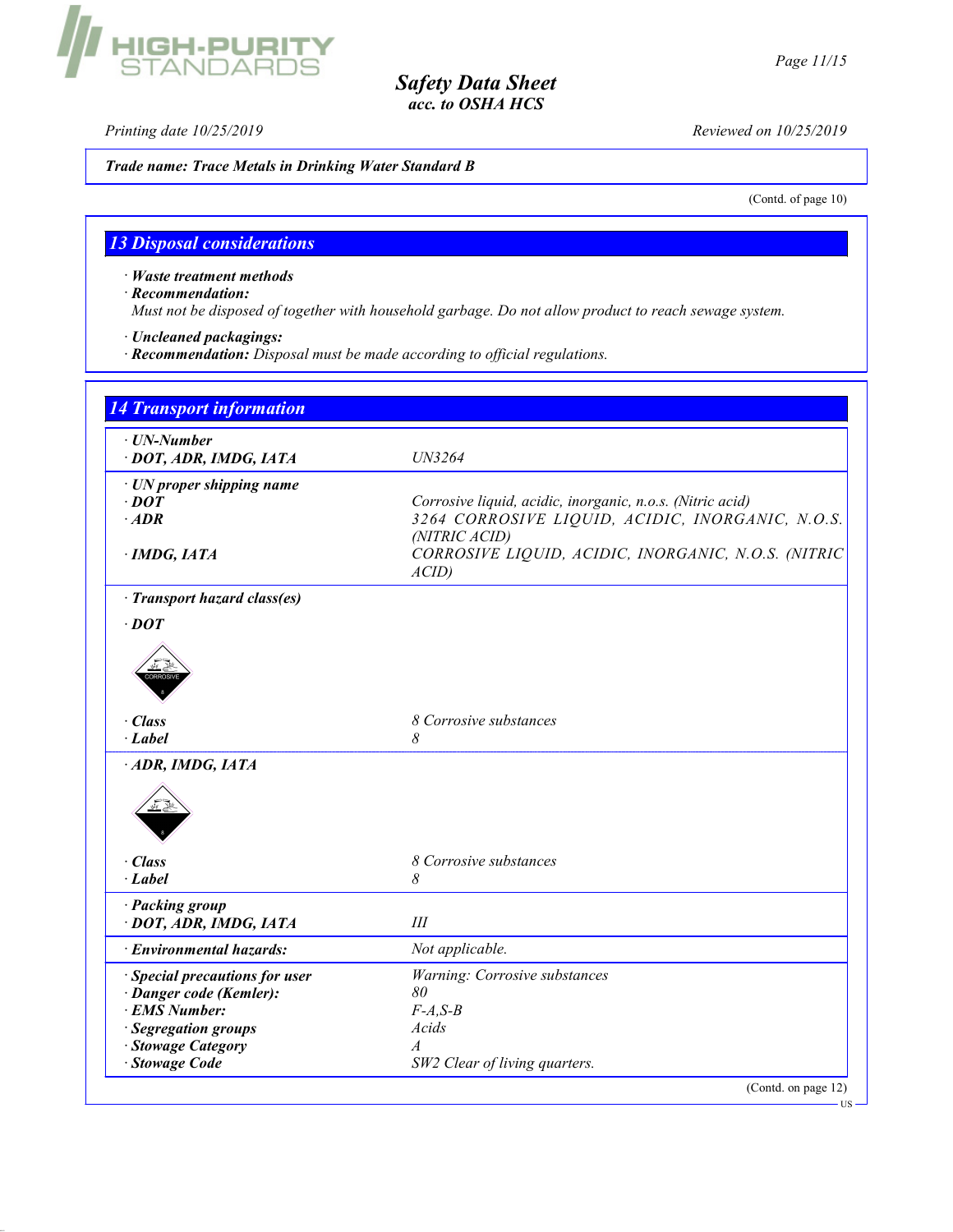*Trade name: Trace Metals in Drinking Water Standard B*

(Contd. of page 10)

## 13 Disposal considerations

· **Waste treatment methods**
· **Recommendation:**
Must not be disposed of together with household garbage. Do not allow product to reach sewage system.

· **Uncleaned packagings:**
· **Recommendation:** Disposal must be made according to official regulations.

## 14 Transport information

| | |
|---|---|
| · **UN-Number** | |
| · **DOT, ADR, IMDG, IATA** | UN3264 |
| · **UN proper shipping name** | |
| · **DOT** | Corrosive liquid, acidic, inorganic, n.o.s. (Nitric acid) |
| · **ADR** | 3264 CORROSIVE LIQUID, ACIDIC, INORGANIC, N.O.S. (NITRIC ACID) |
| · **IMDG, IATA** | CORROSIVE LIQUID, ACIDIC, INORGANIC, N.O.S. (NITRIC ACID) |
| · **Transport hazard class(es)** | |
| · **DOT** | |
| · **Class** | 8 Corrosive substances |
| · **Label** | 8 |
| · **ADR, IMDG, IATA** | |
| · **Class** | 8 Corrosive substances |
| · **Label** | 8 |
| · **Packing group** | |
| · **DOT, ADR, IMDG, IATA** | III |
| · **Environmental hazards:** | Not applicable. |
| · **Special precautions for user** | Warning: Corrosive substances |
| · **Danger code (Kemler):** | 80 |
| · **EMS Number:** | F-A,S-B |
| · **Segregation groups** | Acids |
| · **Stowage Category** | A |
| · **Stowage Code** | SW2 Clear of living quarters. |

(Contd. on page 12)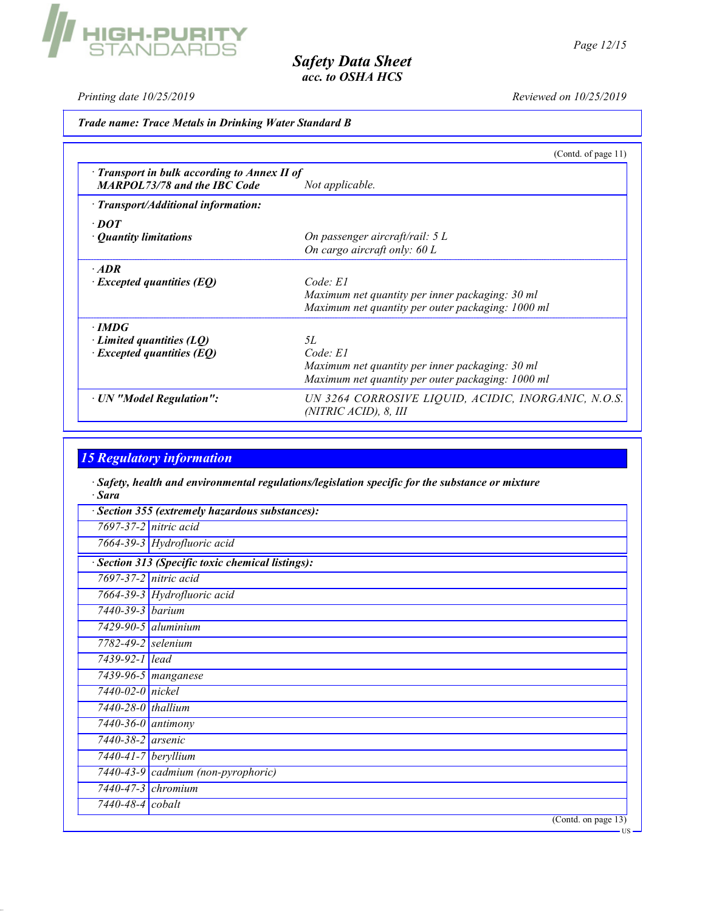**Trade name: Trace Metals in Drinking Water Standard B**

(Contd. of page 11)

| | |
|---|---|
| · **Transport in bulk according to Annex II of MARPOL73/78 and the IBC Code** | Not applicable. |
| · **Transport/Additional information:** | |
| · **DOT** | |
| · **Quantity limitations** | On passenger aircraft/rail: 5 L<br>On cargo aircraft only: 60 L |
| · **ADR** | |
| · **Excepted quantities (EQ)** | Code: E1<br>Maximum net quantity per inner packaging: 30 ml<br>Maximum net quantity per outer packaging: 1000 ml |
| · **IMDG** | |
| · **Limited quantities (LQ)** | 5L |
| · **Excepted quantities (EQ)** | Code: E1<br>Maximum net quantity per inner packaging: 30 ml<br>Maximum net quantity per outer packaging: 1000 ml |
| · **UN "Model Regulation":** | UN 3264 CORROSIVE LIQUID, ACIDIC, INORGANIC, N.O.S. (NITRIC ACID), 8, III |

## 15 Regulatory information

· **Safety, health and environmental regulations/legislation specific for the substance or mixture**
· **Sara**

| · **Section 355 (extremely hazardous substances):** | |
|---|---|
| 7697-37-2 | nitric acid |
| 7664-39-3 | Hydrofluoric acid |

| · **Section 313 (Specific toxic chemical listings):** | |
|---|---|
| 7697-37-2 | nitric acid |
| 7664-39-3 | Hydrofluoric acid |
| 7440-39-3 | barium |
| 7429-90-5 | aluminium |
| 7782-49-2 | selenium |
| 7439-92-1 | lead |
| 7439-96-5 | manganese |
| 7440-02-0 | nickel |
| 7440-28-0 | thallium |
| 7440-36-0 | antimony |
| 7440-38-2 | arsenic |
| 7440-41-7 | beryllium |
| 7440-43-9 | cadmium (non-pyrophoric) |
| 7440-47-3 | chromium |
| 7440-48-4 | cobalt |

(Contd. on page 13)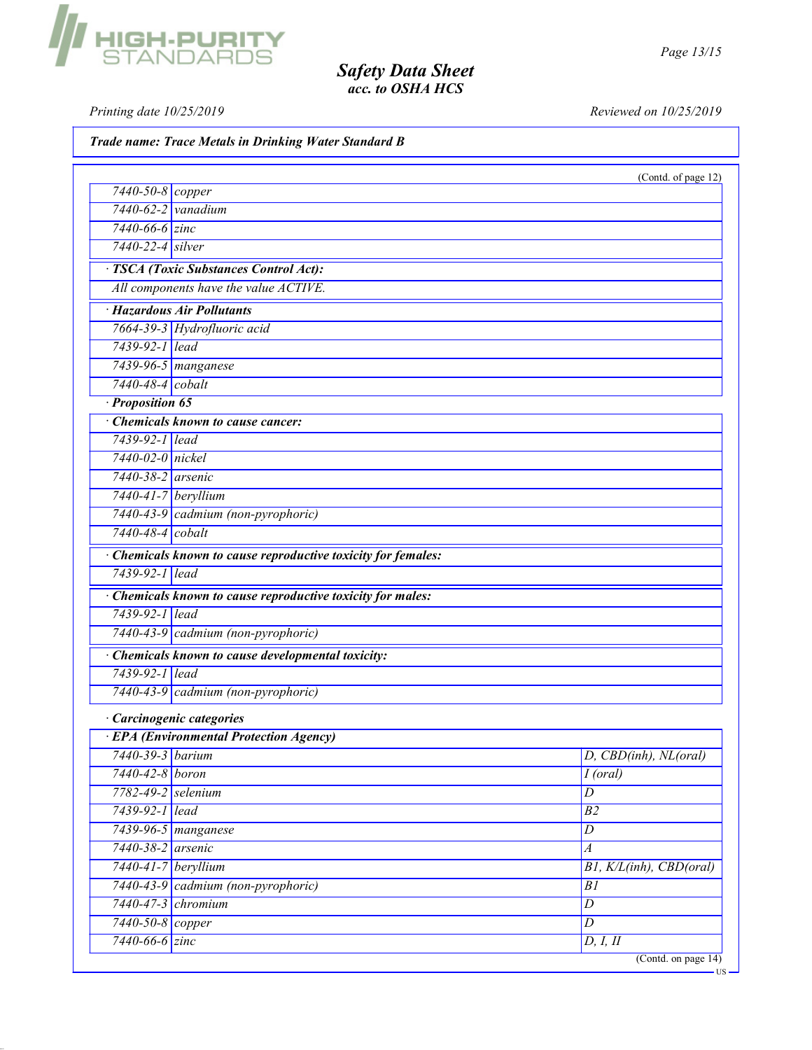**Trade name: Trace Metals in Drinking Water Standard B**

(Contd. of page 12)

| | |
|---|---|
| 7440-50-8 | copper |
| 7440-62-2 | vanadium |
| 7440-66-6 | zinc |
| 7440-22-4 | silver |

· **TSCA (Toxic Substances Control Act):**

All components have the value ACTIVE.

· **Hazardous Air Pollutants**

| | |
|---|---|
| 7664-39-3 | Hydrofluoric acid |
| 7439-92-1 | lead |
| 7439-96-5 | manganese |
| 7440-48-4 | cobalt |

· **Proposition 65**

· **Chemicals known to cause cancer:**

| | |
|---|---|
| 7439-92-1 | lead |
| 7440-02-0 | nickel |
| 7440-38-2 | arsenic |
| 7440-41-7 | beryllium |
| 7440-43-9 | cadmium (non-pyrophoric) |
| 7440-48-4 | cobalt |

· **Chemicals known to cause reproductive toxicity for females:**

| | |
|---|---|
| 7439-92-1 | lead |

· **Chemicals known to cause reproductive toxicity for males:**

| | |
|---|---|
| 7439-92-1 | lead |
| 7440-43-9 | cadmium (non-pyrophoric) |

· **Chemicals known to cause developmental toxicity:**

| | |
|---|---|
| 7439-92-1 | lead |
| 7440-43-9 | cadmium (non-pyrophoric) |

· **Carcinogenic categories**

· **EPA (Environmental Protection Agency)**

| | | |
|---|---|---|
| 7440-39-3 | barium | D, CBD(inh), NL(oral) |
| 7440-42-8 | boron | I (oral) |
| 7782-49-2 | selenium | D |
| 7439-92-1 | lead | B2 |
| 7439-96-5 | manganese | D |
| 7440-38-2 | arsenic | A |
| 7440-41-7 | beryllium | B1, K/L(inh), CBD(oral) |
| 7440-43-9 | cadmium (non-pyrophoric) | B1 |
| 7440-47-3 | chromium | D |
| 7440-50-8 | copper | D |
| 7440-66-6 | zinc | D, I, II |

(Contd. on page 14)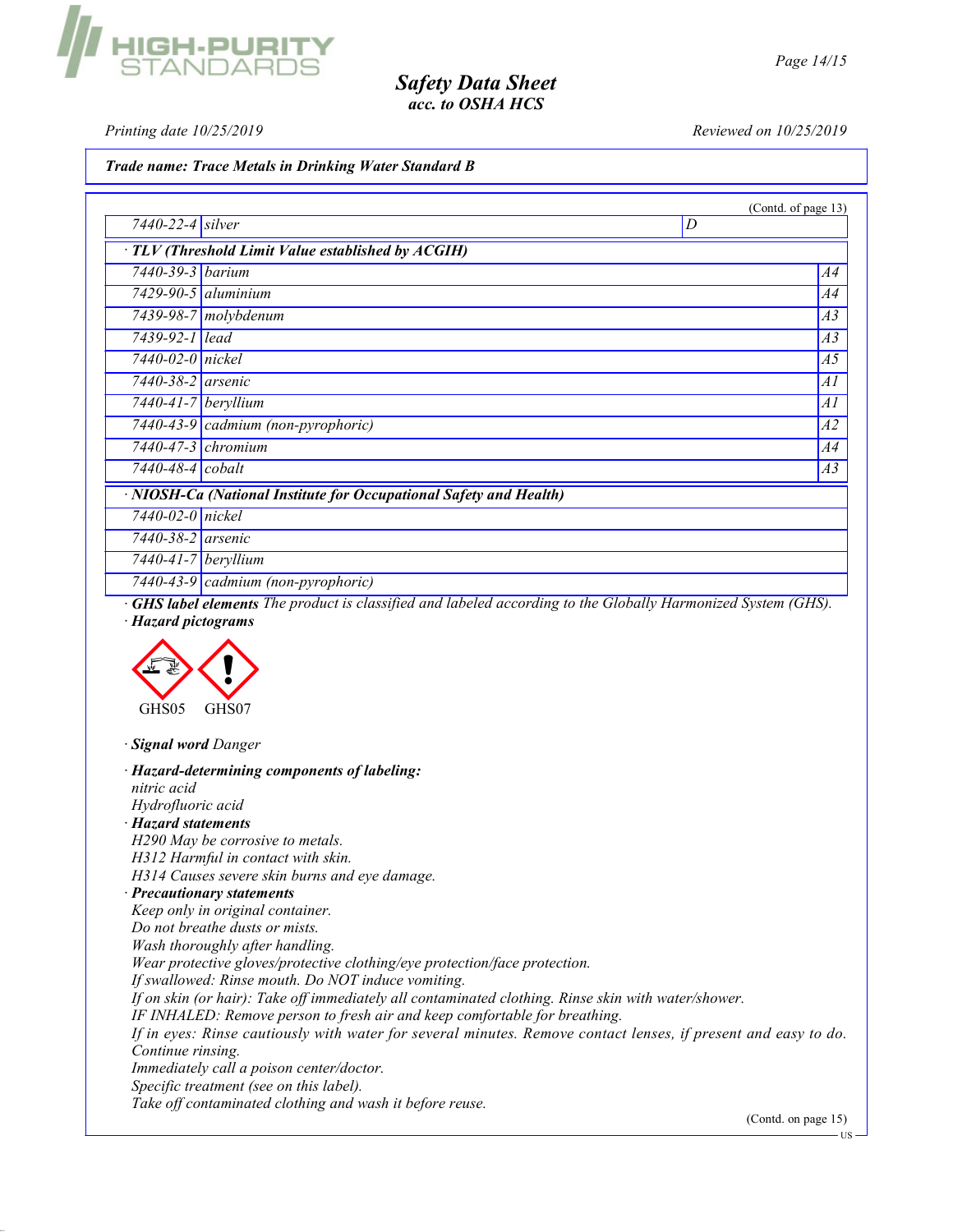**Trade name: Trace Metals in Drinking Water Standard B**

(Contd. of page 13)

| | | |
|---|---|---|
| 7440-22-4 | silver | D |
| **· TLV (Threshold Limit Value established by ACGIH)** | | |
| 7440-39-3 | barium | A4 |
| 7429-90-5 | aluminium | A4 |
| 7439-98-7 | molybdenum | A3 |
| 7439-92-1 | lead | A3 |
| 7440-02-0 | nickel | A5 |
| 7440-38-2 | arsenic | A1 |
| 7440-41-7 | beryllium | A1 |
| 7440-43-9 | cadmium (non-pyrophoric) | A2 |
| 7440-47-3 | chromium | A4 |
| 7440-48-4 | cobalt | A3 |
| **· NIOSH-Ca (National Institute for Occupational Safety and Health)** | | |
| 7440-02-0 | nickel | |
| 7440-38-2 | arsenic | |
| 7440-41-7 | beryllium | |
| 7440-43-9 | cadmium (non-pyrophoric) | |

· **GHS label elements** *The product is classified and labeled according to the Globally Harmonized System (GHS).*

· **Hazard pictograms**

GHS05 GHS07

· **Signal word** *Danger*

· **Hazard-determining components of labeling:**
nitric acid
Hydrofluoric acid

· **Hazard statements**
H290 May be corrosive to metals.
H312 Harmful in contact with skin.
H314 Causes severe skin burns and eye damage.

· **Precautionary statements**
Keep only in original container.
Do not breathe dusts or mists.
Wash thoroughly after handling.
Wear protective gloves/protective clothing/eye protection/face protection.
If swallowed: Rinse mouth. Do NOT induce vomiting.
If on skin (or hair): Take off immediately all contaminated clothing. Rinse skin with water/shower.
IF INHALED: Remove person to fresh air and keep comfortable for breathing.
If in eyes: Rinse cautiously with water for several minutes. Remove contact lenses, if present and easy to do. Continue rinsing.
Immediately call a poison center/doctor.
Specific treatment (see on this label).
Take off contaminated clothing and wash it before reuse.

(Contd. on page 15)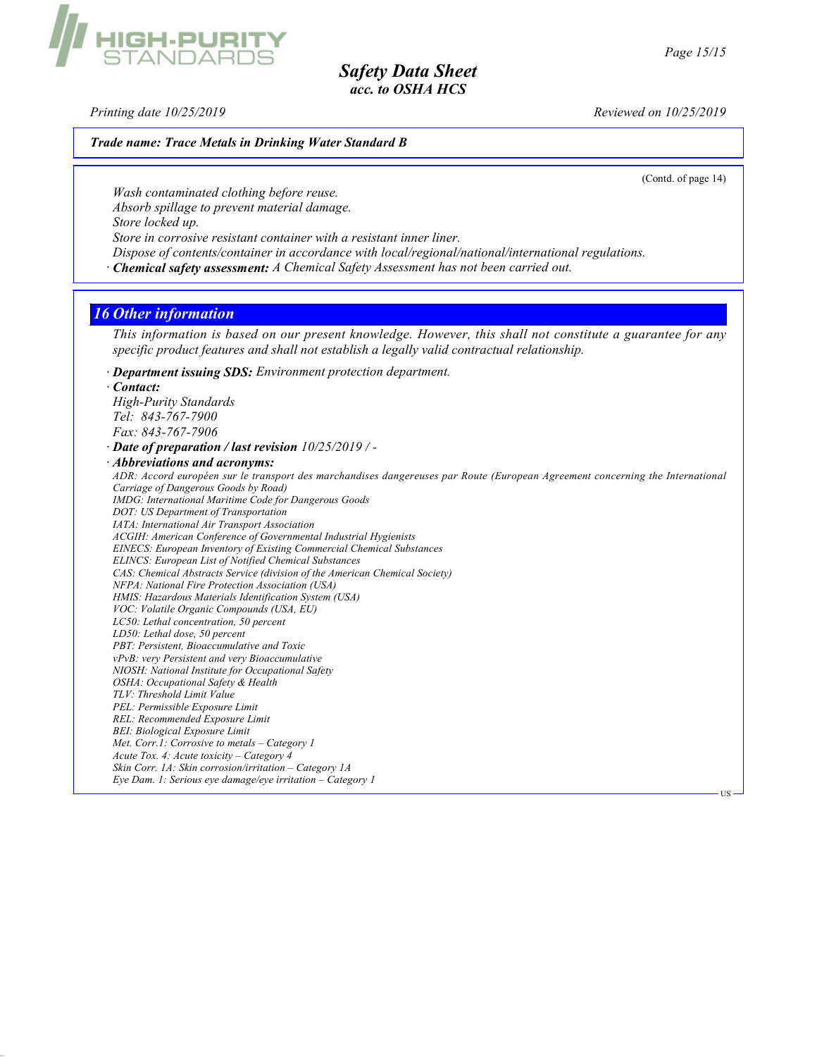*Trade name: Trace Metals in Drinking Water Standard B*

(Contd. of page 14)

*Wash contaminated clothing before reuse.*
*Absorb spillage to prevent material damage.*
*Store locked up.*
*Store in corrosive resistant container with a resistant inner liner.*
*Dispose of contents/container in accordance with local/regional/national/international regulations.*

· ***Chemical safety assessment:*** *A Chemical Safety Assessment has not been carried out.*

## 16 Other information

*This information is based on our present knowledge. However, this shall not constitute a guarantee for any specific product features and shall not establish a legally valid contractual relationship.*

· ***Department issuing SDS:*** *Environment protection department.*

· ***Contact:***
*High-Purity Standards*
*Tel: 843-767-7900*
*Fax: 843-767-7906*

· ***Date of preparation / last revision*** *10/25/2019 / -*

· ***Abbreviations and acronyms:***
*ADR: Accord européen sur le transport des marchandises dangereuses par Route (European Agreement concerning the International Carriage of Dangerous Goods by Road)*
*IMDG: International Maritime Code for Dangerous Goods*
*DOT: US Department of Transportation*
*IATA: International Air Transport Association*
*ACGIH: American Conference of Governmental Industrial Hygienists*
*EINECS: European Inventory of Existing Commercial Chemical Substances*
*ELINCS: European List of Notified Chemical Substances*
*CAS: Chemical Abstracts Service (division of the American Chemical Society)*
*NFPA: National Fire Protection Association (USA)*
*HMIS: Hazardous Materials Identification System (USA)*
*VOC: Volatile Organic Compounds (USA, EU)*
*LC50: Lethal concentration, 50 percent*
*LD50: Lethal dose, 50 percent*
*PBT: Persistent, Bioaccumulative and Toxic*
*vPvB: very Persistent and very Bioaccumulative*
*NIOSH: National Institute for Occupational Safety*
*OSHA: Occupational Safety & Health*
*TLV: Threshold Limit Value*
*PEL: Permissible Exposure Limit*
*REL: Recommended Exposure Limit*
*BEI: Biological Exposure Limit*
*Met. Corr.1: Corrosive to metals – Category 1*
*Acute Tox. 4: Acute toxicity – Category 4*
*Skin Corr. 1A: Skin corrosion/irritation – Category 1A*
*Eye Dam. 1: Serious eye damage/eye irritation – Category 1*